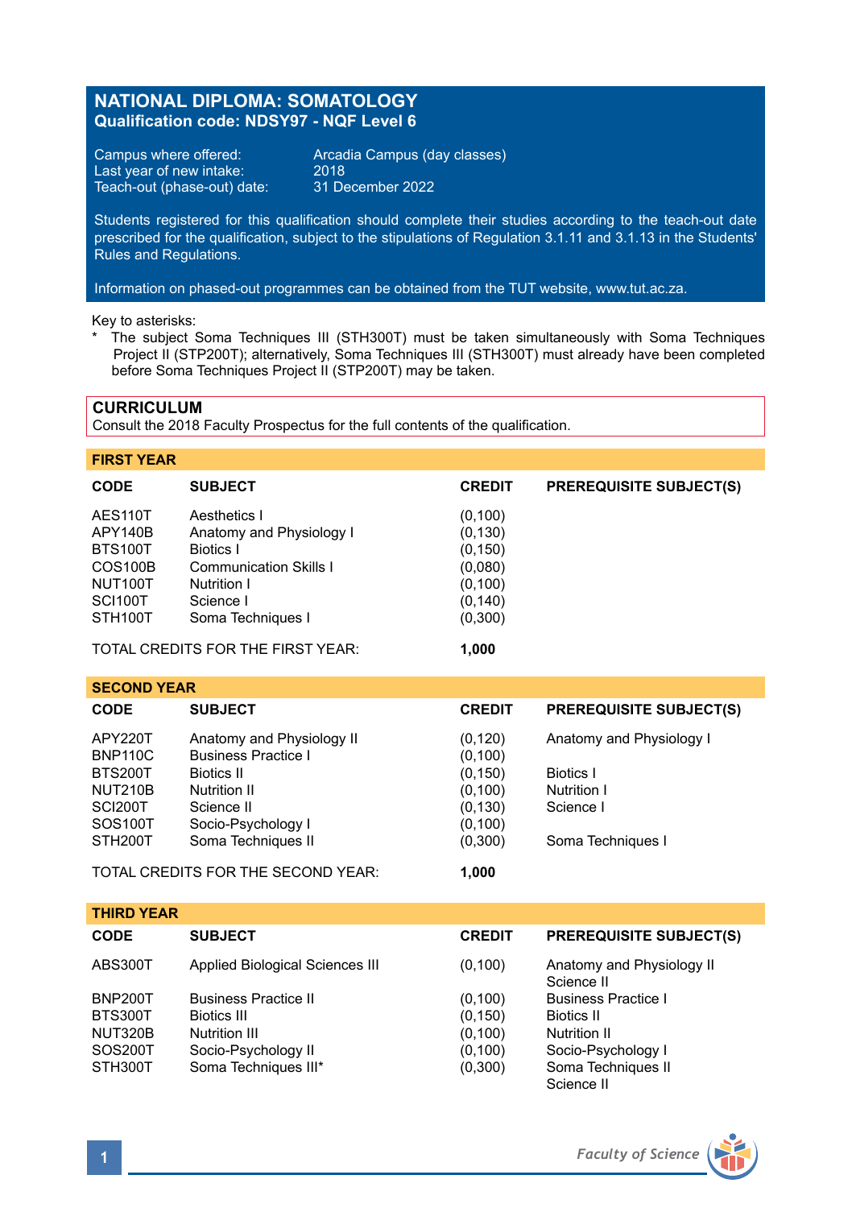# NATIONAL DIPLOMA: SOMATOLOGY
**Qualification code: NDSY97 - NQF Level 6**

Campus where offered: Arcadia Campus (day classes)
Last year of new intake: 2018
Teach-out (phase-out) date: 31 December 2022

Students registered for this qualification should complete their studies according to the teach-out date prescribed for the qualification, subject to the stipulations of Regulation 3.1.11 and 3.1.13 in the Students' Rules and Regulations.

Information on phased-out programmes can be obtained from the TUT website, www.tut.ac.za.

Key to asterisks:
\* The subject Soma Techniques III (STH300T) must be taken simultaneously with Soma Techniques Project II (STP200T); alternatively, Soma Techniques III (STH300T) must already have been completed before Soma Techniques Project II (STP200T) may be taken.

## CURRICULUM
Consult the 2018 Faculty Prospectus for the full contents of the qualification.

### FIRST YEAR

| CODE | SUBJECT | CREDIT | PREREQUISITE SUBJECT(S) |
|---|---|---|---|
| AES110T | Aesthetics I | (0,100) | |
| APY140B | Anatomy and Physiology I | (0,130) | |
| BTS100T | Biotics I | (0,150) | |
| COS100B | Communication Skills I | (0,080) | |
| NUT100T | Nutrition I | (0,100) | |
| SCI100T | Science I | (0,140) | |
| STH100T | Soma Techniques I | (0,300) | |
| TOTAL CREDITS FOR THE FIRST YEAR: | | **1,000** | |

### SECOND YEAR

| CODE | SUBJECT | CREDIT | PREREQUISITE SUBJECT(S) |
|---|---|---|---|
| APY220T | Anatomy and Physiology II | (0,120) | Anatomy and Physiology I |
| BNP110C | Business Practice I | (0,100) | |
| BTS200T | Biotics II | (0,150) | Biotics I |
| NUT210B | Nutrition II | (0,100) | Nutrition I |
| SCI200T | Science II | (0,130) | Science I |
| SOS100T | Socio-Psychology I | (0,100) | |
| STH200T | Soma Techniques II | (0,300) | Soma Techniques I |
| TOTAL CREDITS FOR THE SECOND YEAR: | | **1,000** | |

### THIRD YEAR

| CODE | SUBJECT | CREDIT | PREREQUISITE SUBJECT(S) |
|---|---|---|---|
| ABS300T | Applied Biological Sciences III | (0,100) | Anatomy and Physiology II<br>Science II |
| BNP200T | Business Practice II | (0,100) | Business Practice I |
| BTS300T | Biotics III | (0,150) | Biotics II |
| NUT320B | Nutrition III | (0,100) | Nutrition II |
| SOS200T | Socio-Psychology II | (0,100) | Socio-Psychology I |
| STH300T | Soma Techniques III* | (0,300) | Soma Techniques II<br>Science II |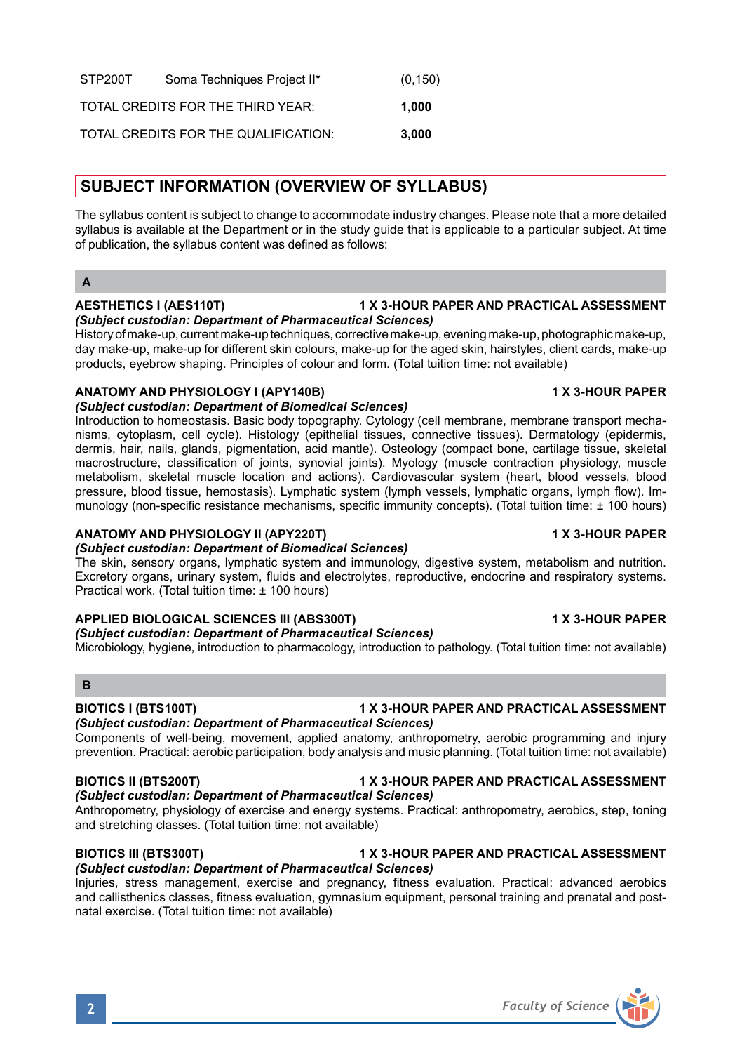| | | |
|---|---|---|
| STP200T | Soma Techniques Project II* | (0,150) |
| TOTAL CREDITS FOR THE THIRD YEAR: | | **1,000** |
| TOTAL CREDITS FOR THE QUALIFICATION: | | **3,000** |

## SUBJECT INFORMATION (OVERVIEW OF SYLLABUS)

The syllabus content is subject to change to accommodate industry changes. Please note that a more detailed syllabus is available at the Department or in the study guide that is applicable to a particular subject. At time of publication, the syllabus content was defined as follows:

### A

**AESTHETICS I (AES110T) — 1 X 3-HOUR PAPER AND PRACTICAL ASSESSMENT**
***(Subject custodian: Department of Pharmaceutical Sciences)***
History of make-up, current make-up techniques, corrective make-up, evening make-up, photographic make-up, day make-up, make-up for different skin colours, make-up for the aged skin, hairstyles, client cards, make-up products, eyebrow shaping. Principles of colour and form. (Total tuition time: not available)

**ANATOMY AND PHYSIOLOGY I (APY140B) — 1 X 3-HOUR PAPER**
***(Subject custodian: Department of Biomedical Sciences)***
Introduction to homeostasis. Basic body topography. Cytology (cell membrane, membrane transport mechanisms, cytoplasm, cell cycle). Histology (epithelial tissues, connective tissues). Dermatology (epidermis, dermis, hair, nails, glands, pigmentation, acid mantle). Osteology (compact bone, cartilage tissue, skeletal macrostructure, classification of joints, synovial joints). Myology (muscle contraction physiology, muscle metabolism, skeletal muscle location and actions). Cardiovascular system (heart, blood vessels, blood pressure, blood tissue, hemostasis). Lymphatic system (lymph vessels, lymphatic organs, lymph flow). Immunology (non-specific resistance mechanisms, specific immunity concepts). (Total tuition time: ± 100 hours)

**ANATOMY AND PHYSIOLOGY II (APY220T) — 1 X 3-HOUR PAPER**
***(Subject custodian: Department of Biomedical Sciences)***
The skin, sensory organs, lymphatic system and immunology, digestive system, metabolism and nutrition. Excretory organs, urinary system, fluids and electrolytes, reproductive, endocrine and respiratory systems. Practical work. (Total tuition time: ± 100 hours)

**APPLIED BIOLOGICAL SCIENCES III (ABS300T) — 1 X 3-HOUR PAPER**
***(Subject custodian: Department of Pharmaceutical Sciences)***
Microbiology, hygiene, introduction to pharmacology, introduction to pathology. (Total tuition time: not available)

### B

**BIOTICS I (BTS100T) — 1 X 3-HOUR PAPER AND PRACTICAL ASSESSMENT**
***(Subject custodian: Department of Pharmaceutical Sciences)***
Components of well-being, movement, applied anatomy, anthropometry, aerobic programming and injury prevention. Practical: aerobic participation, body analysis and music planning. (Total tuition time: not available)

**BIOTICS II (BTS200T) — 1 X 3-HOUR PAPER AND PRACTICAL ASSESSMENT**
***(Subject custodian: Department of Pharmaceutical Sciences)***
Anthropometry, physiology of exercise and energy systems. Practical: anthropometry, aerobics, step, toning and stretching classes. (Total tuition time: not available)

**BIOTICS III (BTS300T) — 1 X 3-HOUR PAPER AND PRACTICAL ASSESSMENT**
***(Subject custodian: Department of Pharmaceutical Sciences)***
Injuries, stress management, exercise and pregnancy, fitness evaluation. Practical: advanced aerobics and callisthenics classes, fitness evaluation, gymnasium equipment, personal training and prenatal and post-natal exercise. (Total tuition time: not available)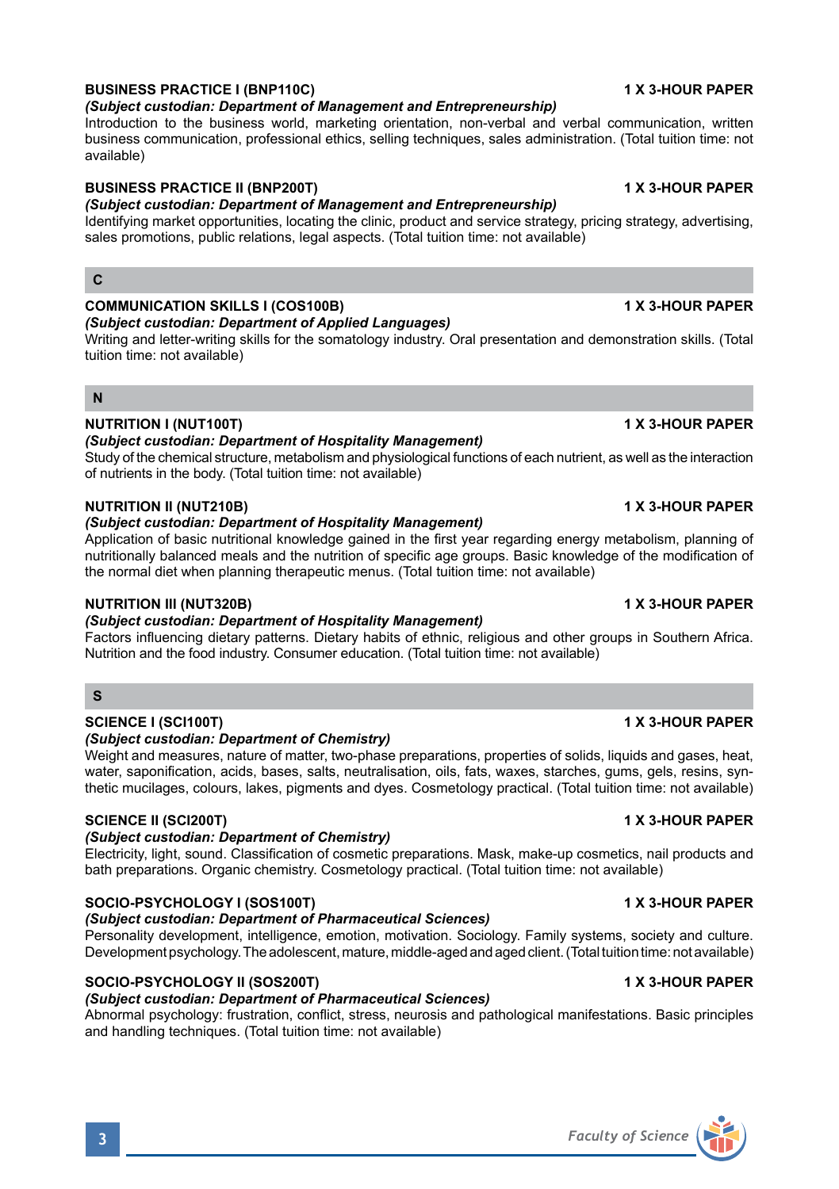**BUSINESS PRACTICE I (BNP110C)** **1 X 3-HOUR PAPER**

***(Subject custodian: Department of Management and Entrepreneurship)***

Introduction to the business world, marketing orientation, non-verbal and verbal communication, written business communication, professional ethics, selling techniques, sales administration. (Total tuition time: not available)

**BUSINESS PRACTICE II (BNP200T)** **1 X 3-HOUR PAPER**

***(Subject custodian: Department of Management and Entrepreneurship)***

Identifying market opportunities, locating the clinic, product and service strategy, pricing strategy, advertising, sales promotions, public relations, legal aspects. (Total tuition time: not available)

## C

**COMMUNICATION SKILLS I (COS100B)** **1 X 3-HOUR PAPER**

***(Subject custodian: Department of Applied Languages)***

Writing and letter-writing skills for the somatology industry. Oral presentation and demonstration skills. (Total tuition time: not available)

## N

**NUTRITION I (NUT100T)** **1 X 3-HOUR PAPER**

***(Subject custodian: Department of Hospitality Management)***

Study of the chemical structure, metabolism and physiological functions of each nutrient, as well as the interaction of nutrients in the body. (Total tuition time: not available)

**NUTRITION II (NUT210B)** **1 X 3-HOUR PAPER**

***(Subject custodian: Department of Hospitality Management)***

Application of basic nutritional knowledge gained in the first year regarding energy metabolism, planning of nutritionally balanced meals and the nutrition of specific age groups. Basic knowledge of the modification of the normal diet when planning therapeutic menus. (Total tuition time: not available)

**NUTRITION III (NUT320B)** **1 X 3-HOUR PAPER**

***(Subject custodian: Department of Hospitality Management)***

Factors influencing dietary patterns. Dietary habits of ethnic, religious and other groups in Southern Africa. Nutrition and the food industry. Consumer education. (Total tuition time: not available)

## S

**SCIENCE I (SCI100T)** **1 X 3-HOUR PAPER**

***(Subject custodian: Department of Chemistry)***

Weight and measures, nature of matter, two-phase preparations, properties of solids, liquids and gases, heat, water, saponification, acids, bases, salts, neutralisation, oils, fats, waxes, starches, gums, gels, resins, synthetic mucilages, colours, lakes, pigments and dyes. Cosmetology practical. (Total tuition time: not available)

**SCIENCE II (SCI200T)** **1 X 3-HOUR PAPER**

***(Subject custodian: Department of Chemistry)***

Electricity, light, sound. Classification of cosmetic preparations. Mask, make-up cosmetics, nail products and bath preparations. Organic chemistry. Cosmetology practical. (Total tuition time: not available)

**SOCIO-PSYCHOLOGY I (SOS100T)** **1 X 3-HOUR PAPER**

***(Subject custodian: Department of Pharmaceutical Sciences)***

Personality development, intelligence, emotion, motivation. Sociology. Family systems, society and culture. Development psychology. The adolescent, mature, middle-aged and aged client. (Total tuition time: not available)

**SOCIO-PSYCHOLOGY II (SOS200T)** **1 X 3-HOUR PAPER**

***(Subject custodian: Department of Pharmaceutical Sciences)***

Abnormal psychology: frustration, conflict, stress, neurosis and pathological manifestations. Basic principles and handling techniques. (Total tuition time: not available)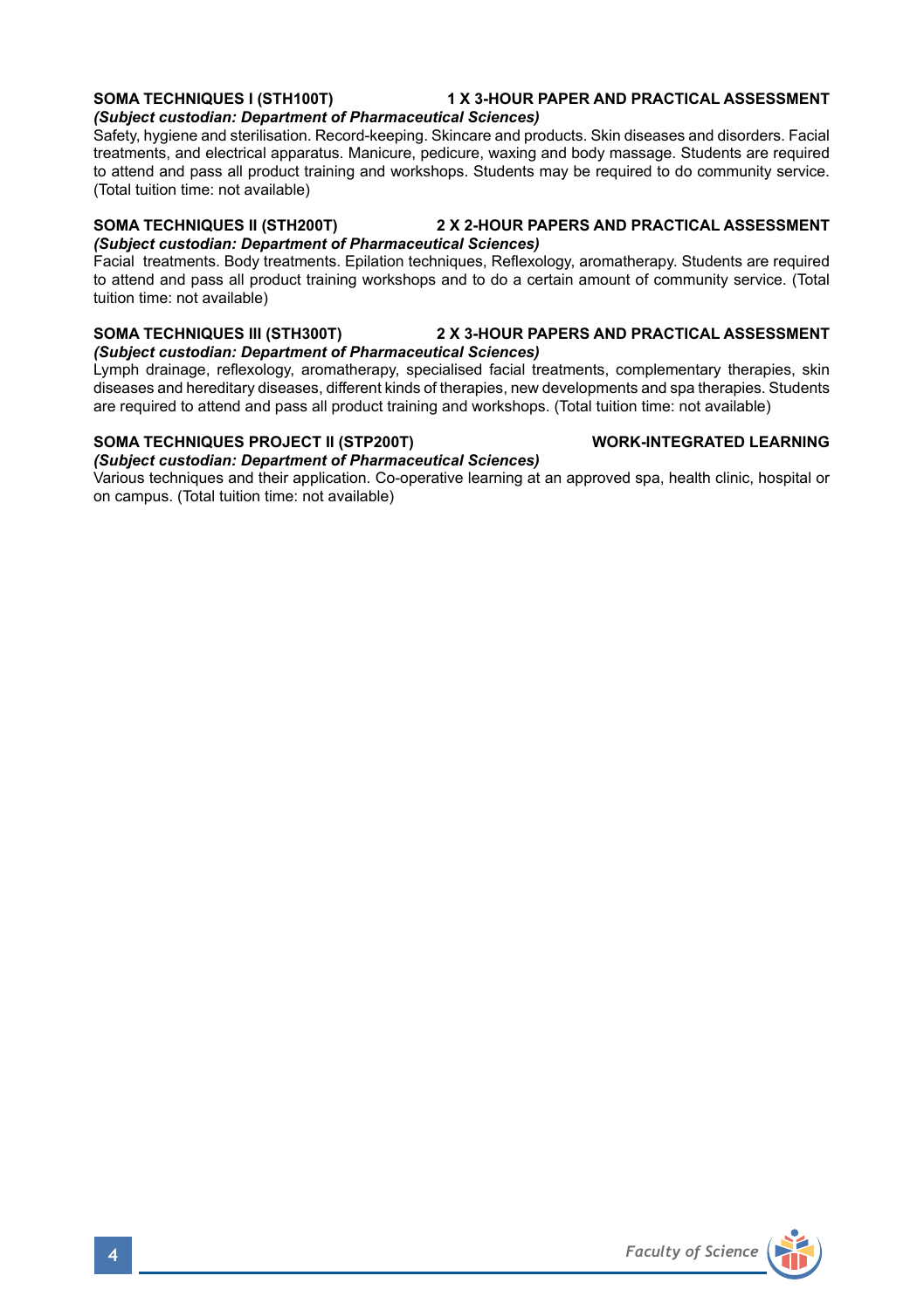**SOMA TECHNIQUES I (STH100T) 1 X 3-HOUR PAPER AND PRACTICAL ASSESSMENT**
***(Subject custodian: Department of Pharmaceutical Sciences)***
Safety, hygiene and sterilisation. Record-keeping. Skincare and products. Skin diseases and disorders. Facial treatments, and electrical apparatus. Manicure, pedicure, waxing and body massage. Students are required to attend and pass all product training and workshops. Students may be required to do community service. (Total tuition time: not available)

**SOMA TECHNIQUES II (STH200T) 2 X 2-HOUR PAPERS AND PRACTICAL ASSESSMENT**
***(Subject custodian: Department of Pharmaceutical Sciences)***
Facial treatments. Body treatments. Epilation techniques, Reflexology, aromatherapy. Students are required to attend and pass all product training workshops and to do a certain amount of community service. (Total tuition time: not available)

**SOMA TECHNIQUES III (STH300T) 2 X 3-HOUR PAPERS AND PRACTICAL ASSESSMENT**
***(Subject custodian: Department of Pharmaceutical Sciences)***
Lymph drainage, reflexology, aromatherapy, specialised facial treatments, complementary therapies, skin diseases and hereditary diseases, different kinds of therapies, new developments and spa therapies. Students are required to attend and pass all product training and workshops. (Total tuition time: not available)

**SOMA TECHNIQUES PROJECT II (STP200T) WORK-INTEGRATED LEARNING**
***(Subject custodian: Department of Pharmaceutical Sciences)***
Various techniques and their application. Co-operative learning at an approved spa, health clinic, hospital or on campus. (Total tuition time: not available)